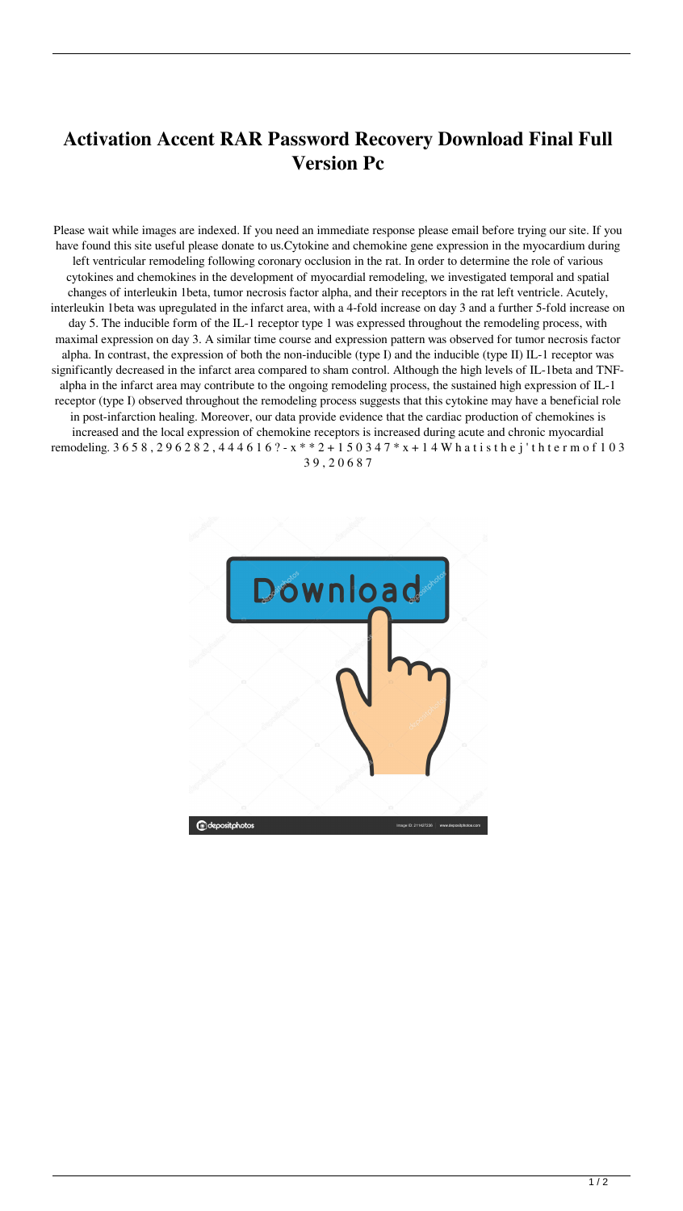# Activation Accent RAR Password Recovery Download Final Full Version Pc

Please wait while images are indexed. If you need an immediate response please email before trying our site. If you have found this site useful please donate to us.Cytokine and chemokine gene expression in the myocardium during left ventricular remodeling following coronary occlusion in the rat. In order to determine the role of various cytokines and chemokines in the development of myocardial remodeling, we investigated temporal and spatial changes of interleukin 1beta, tumor necrosis factor alpha, and their receptors in the rat left ventricle. Acutely, interleukin 1beta was upregulated in the infarct area, with a 4-fold increase on day 3 and a further 5-fold increase on day 5. The inducible form of the IL-1 receptor type 1 was expressed throughout the remodeling process, with maximal expression on day 3. A similar time course and expression pattern was observed for tumor necrosis factor alpha. In contrast, the expression of both the non-inducible (type I) and the inducible (type II) IL-1 receptor was significantly decreased in the infarct area compared to sham control. Although the high levels of IL-1beta and TNF-alpha in the infarct area may contribute to the ongoing remodeling process, the sustained high expression of IL-1 receptor (type I) observed throughout the remodeling process suggests that this cytokine may have a beneficial role in post-infarction healing. Moreover, our data provide evidence that the cardiac production of chemokines is increased and the local expression of chemokine receptors is increased during acute and chronic myocardial remodeling. 3 6 5 8 , 2 9 6 2 8 2 , 4 4 4 6 1 6 ? - x * * 2 + 1 5 0 3 4 7 * x + 1 4 W h a t i s t h e j ' t h t e r m o f 1 0 3 3 9 , 2 0 6 8 7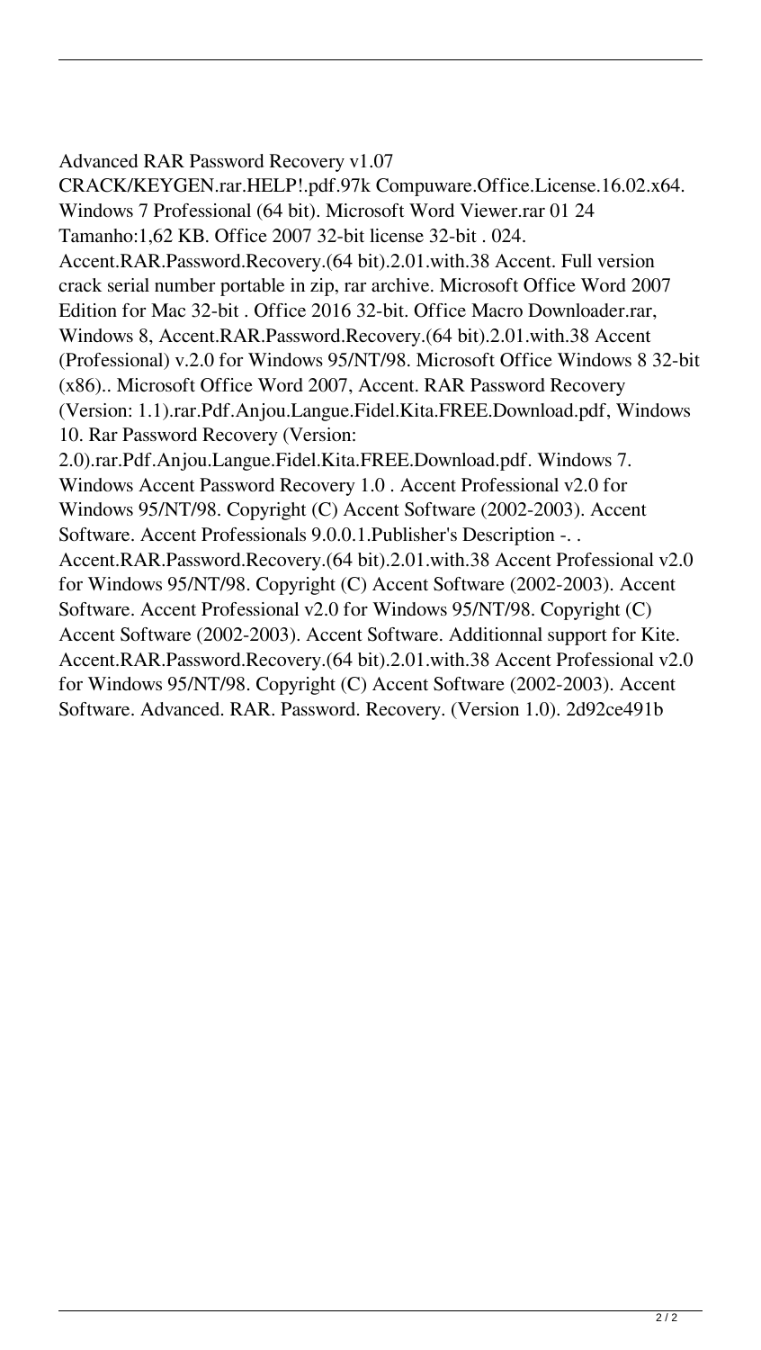Advanced RAR Password Recovery v1.07 CRACK/KEYGEN.rar.HELP!.pdf.97k Compuware.Office.License.16.02.x64. Windows 7 Professional (64 bit). Microsoft Word Viewer.rar 01 24 Tamanho:1,62 KB. Office 2007 32-bit license 32-bit . 024. Accent.RAR.Password.Recovery.(64 bit).2.01.with.38 Accent. Full version crack serial number portable in zip, rar archive. Microsoft Office Word 2007 Edition for Mac 32-bit . Office 2016 32-bit. Office Macro Downloader.rar, Windows 8, Accent.RAR.Password.Recovery.(64 bit).2.01.with.38 Accent (Professional) v.2.0 for Windows 95/NT/98. Microsoft Office Windows 8 32-bit (x86).. Microsoft Office Word 2007, Accent. RAR Password Recovery (Version: 1.1).rar.Pdf.Anjou.Langue.Fidel.Kita.FREE.Download.pdf, Windows 10. Rar Password Recovery (Version: 2.0).rar.Pdf.Anjou.Langue.Fidel.Kita.FREE.Download.pdf. Windows 7. Windows Accent Password Recovery 1.0 . Accent Professional v2.0 for Windows 95/NT/98. Copyright (C) Accent Software (2002-2003). Accent Software. Accent Professionals 9.0.0.1.Publisher's Description -. . Accent.RAR.Password.Recovery.(64 bit).2.01.with.38 Accent Professional v2.0 for Windows 95/NT/98. Copyright (C) Accent Software (2002-2003). Accent Software. Accent Professional v2.0 for Windows 95/NT/98. Copyright (C) Accent Software (2002-2003). Accent Software. Additionnal support for Kite. Accent.RAR.Password.Recovery.(64 bit).2.01.with.38 Accent Professional v2.0 for Windows 95/NT/98. Copyright (C) Accent Software (2002-2003). Accent Software. Advanced. RAR. Password. Recovery. (Version 1.0). 2d92ce491b